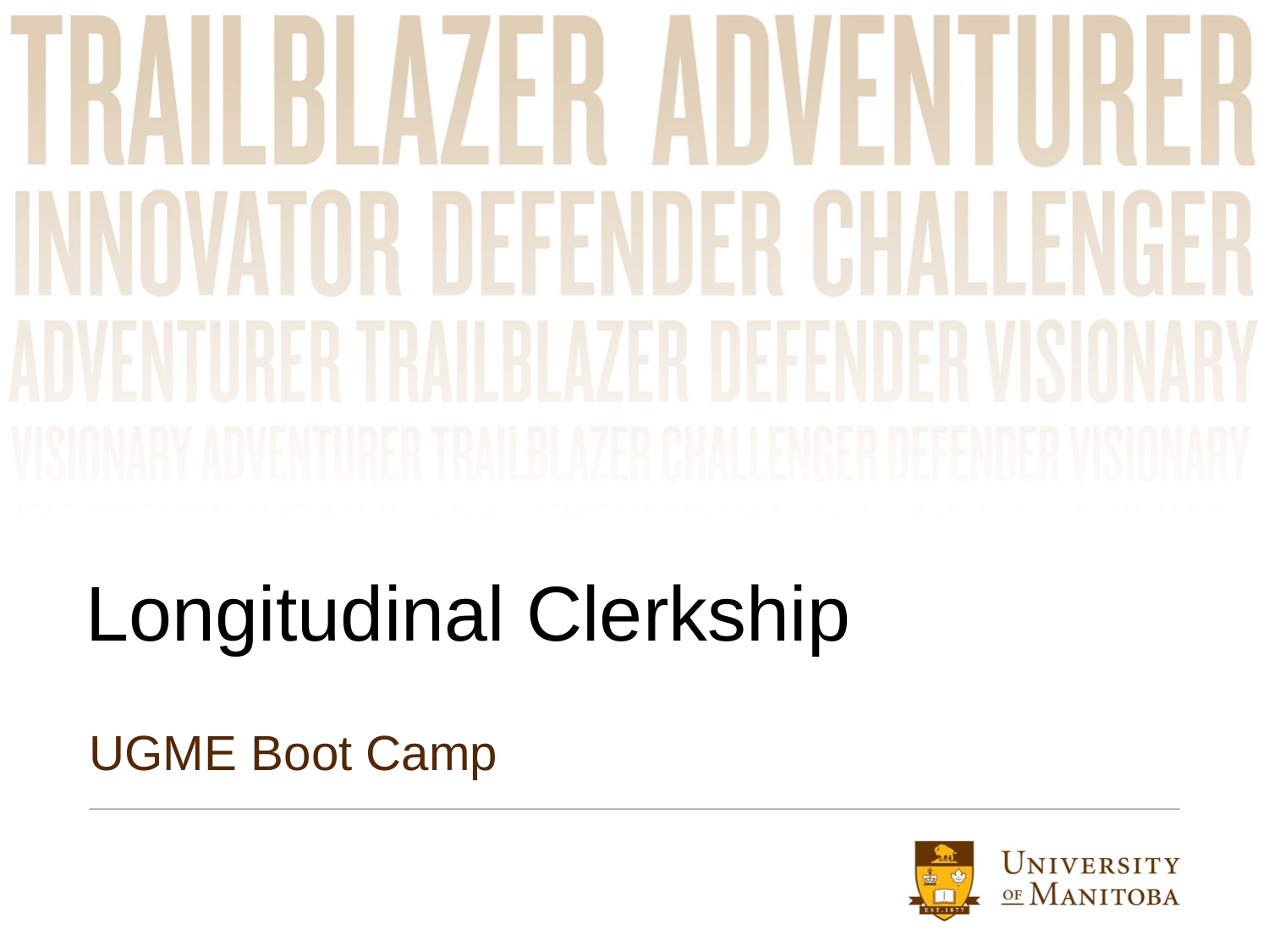# Longitudinal Clerkship

## UGME Boot Camp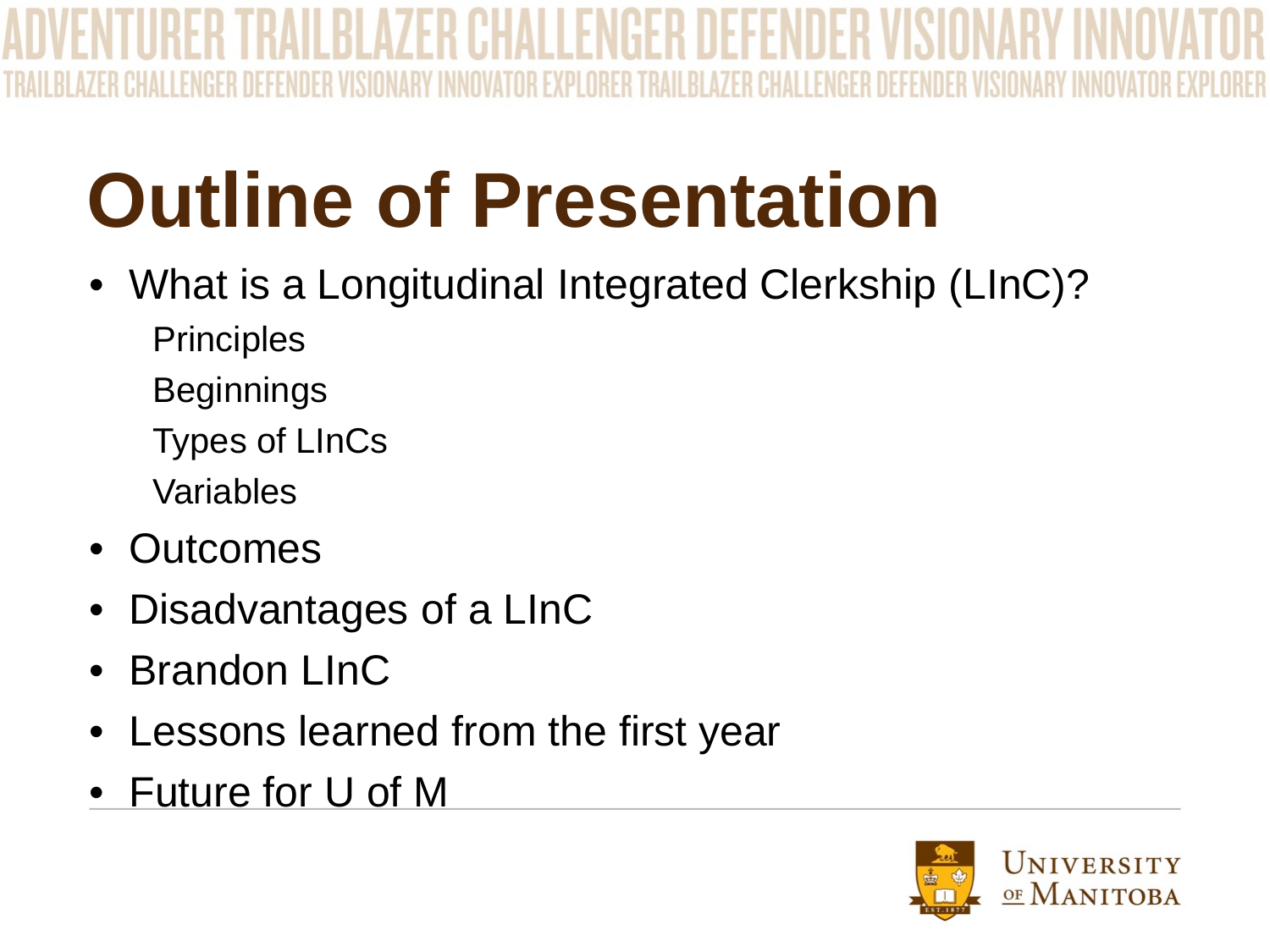# Outline of Presentation

- What is a Longitudinal Integrated Clerkship (LInC)?
  - Principles
  - Beginnings
  - Types of LInCs
  - Variables
- Outcomes
- Disadvantages of a LInC
- Brandon LInC
- Lessons learned from the first year
- Future for U of M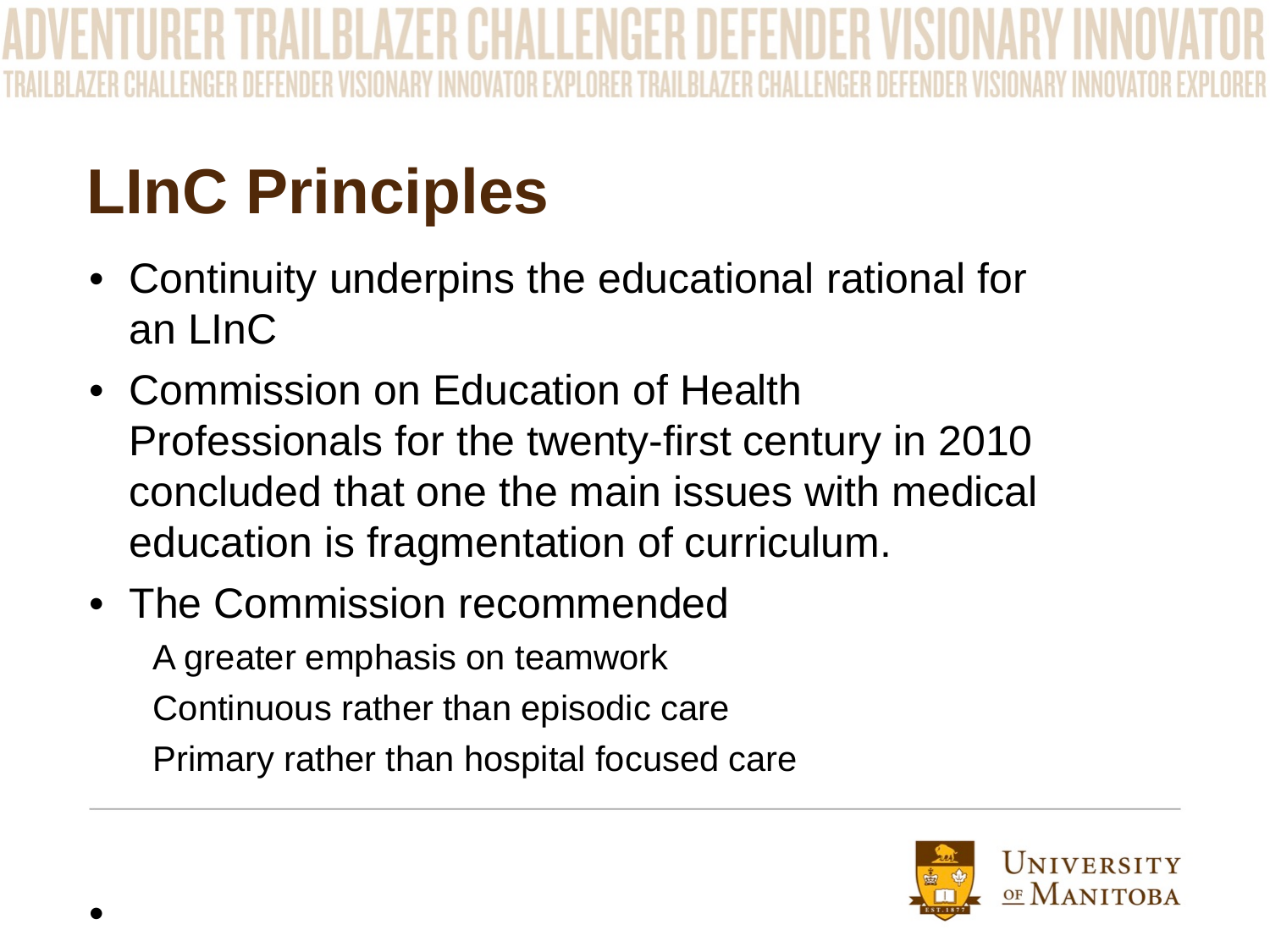# LInC Principles

- Continuity underpins the educational rational for an LInC
- Commission on Education of Health Professionals for the twenty-first century in 2010 concluded that one the main issues with medical education is fragmentation of curriculum.
- The Commission recommended
  - A greater emphasis on teamwork
  - Continuous rather than episodic care
  - Primary rather than hospital focused care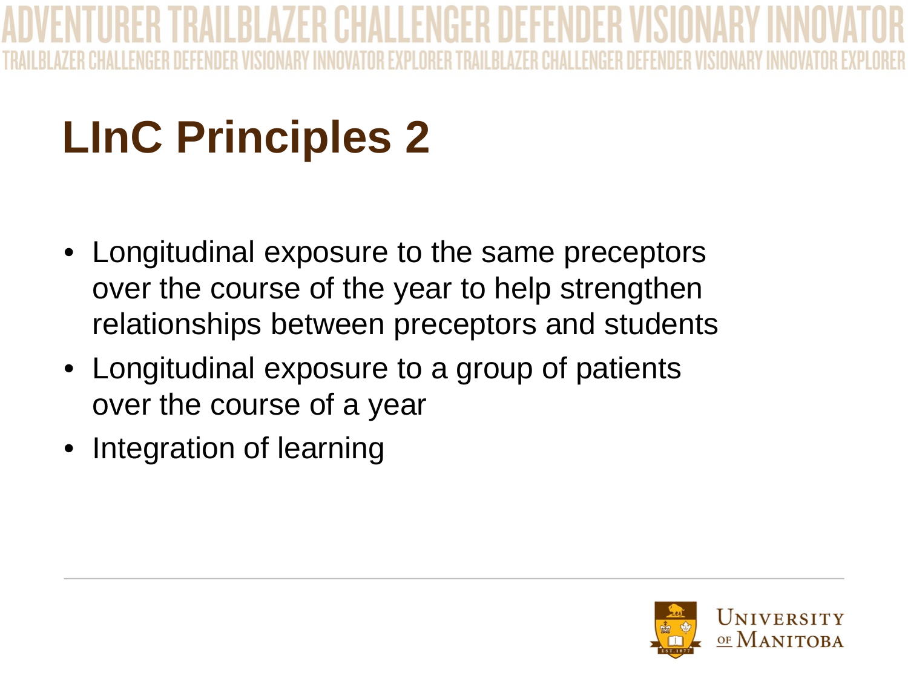# LInC Principles 2

- Longitudinal exposure to the same preceptors over the course of the year to help strengthen relationships between preceptors and students
- Longitudinal exposure to a group of patients over the course of a year
- Integration of learning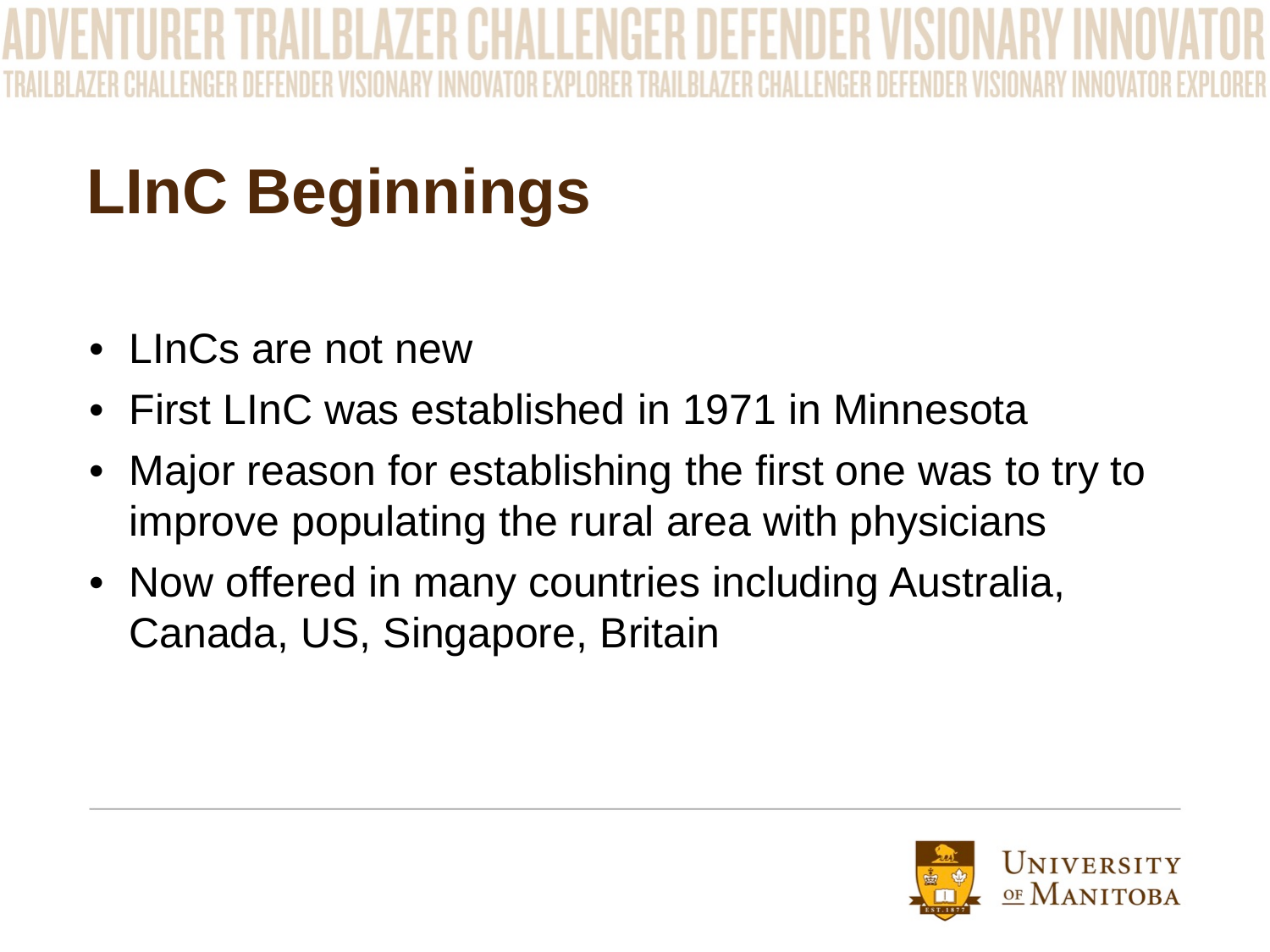# LInC Beginnings

- LInCs are not new
- First LInC was established in 1971 in Minnesota
- Major reason for establishing the first one was to try to improve populating the rural area with physicians
- Now offered in many countries including Australia, Canada, US, Singapore, Britain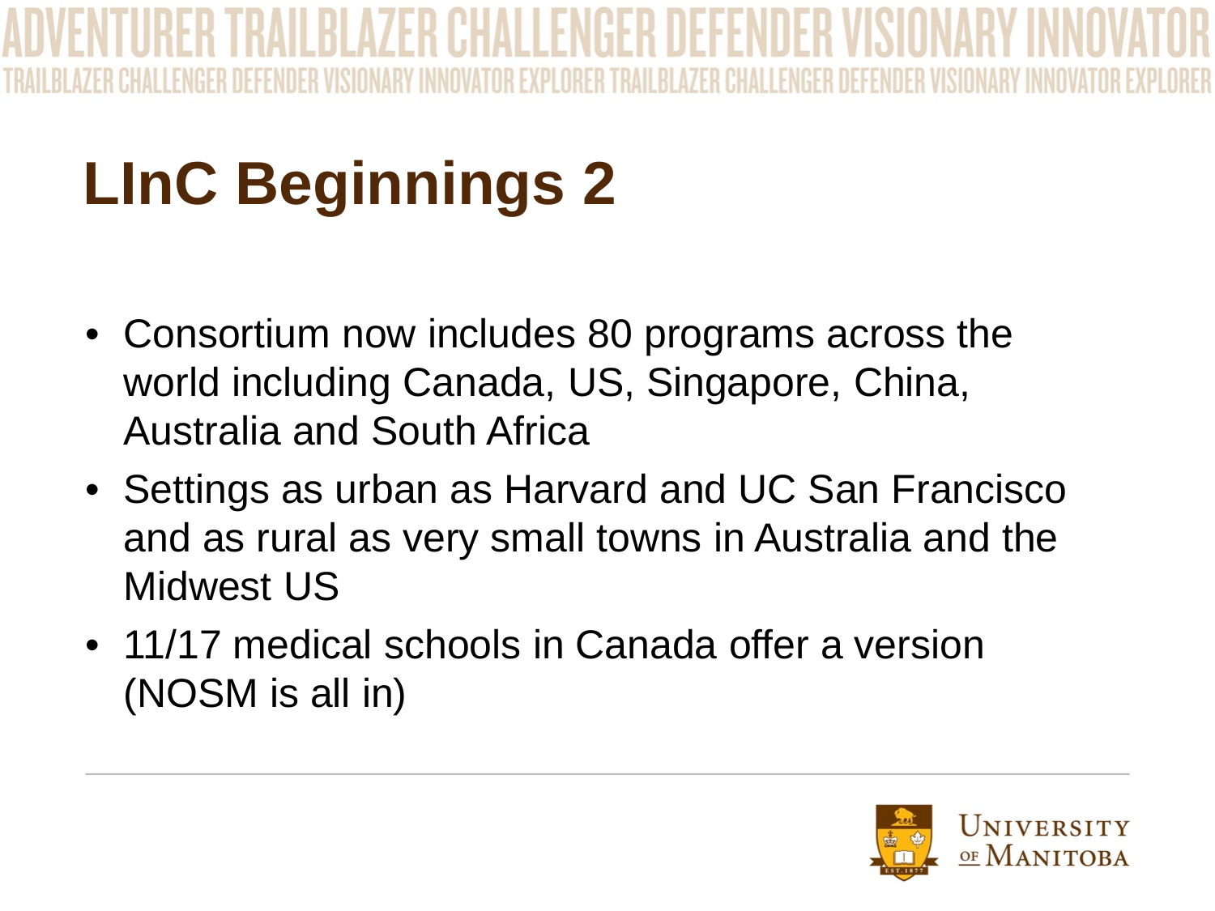# LInC Beginnings 2

- Consortium now includes 80 programs across the world including Canada, US, Singapore, China, Australia and South Africa
- Settings as urban as Harvard and UC San Francisco and as rural as very small towns in Australia and the Midwest US
- 11/17 medical schools in Canada offer a version (NOSM is all in)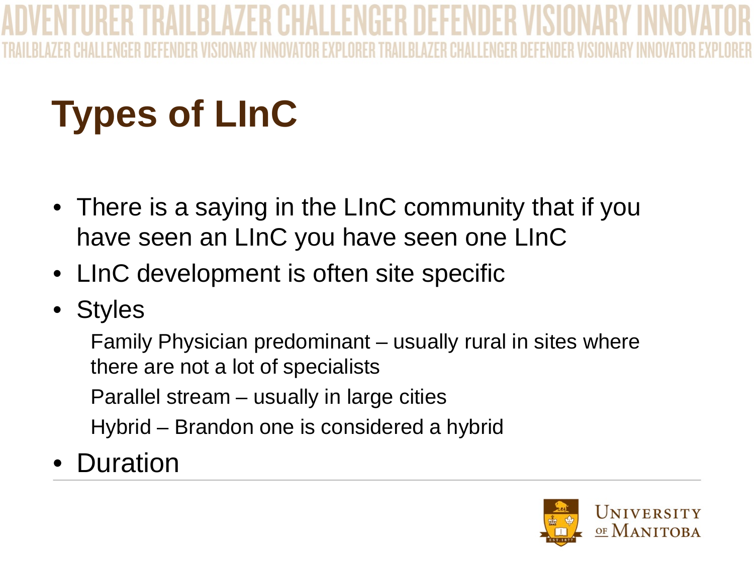# Types of LInC

- There is a saying in the LInC community that if you have seen an LInC you have seen one LInC
- LInC development is often site specific
- Styles
  - Family Physician predominant – usually rural in sites where there are not a lot of specialists
  - Parallel stream – usually in large cities
  - Hybrid – Brandon one is considered a hybrid
- Duration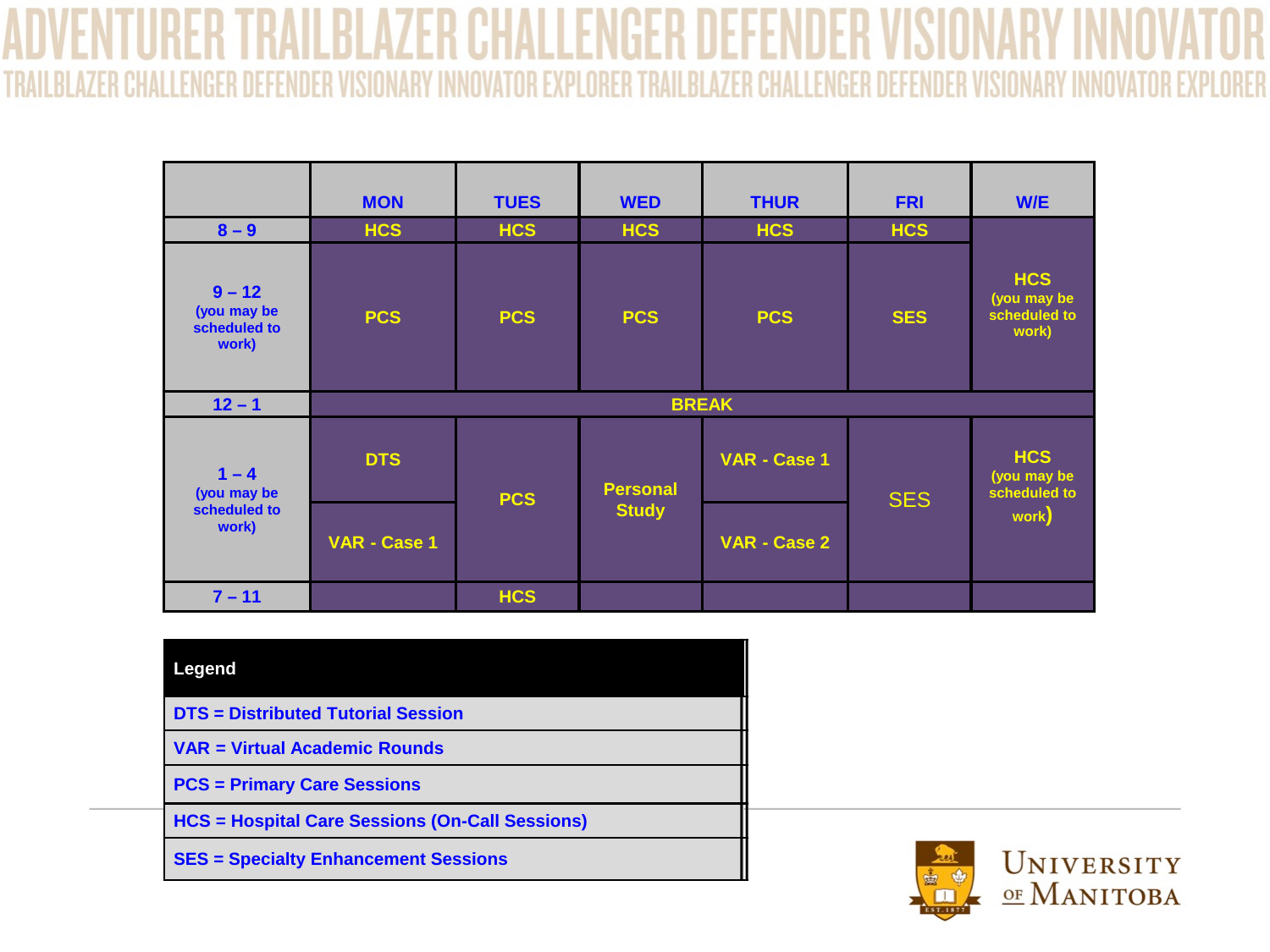| | MON | TUES | WED | THUR | FRI | W/E |
|---|---|---|---|---|---|---|
| 8 – 9 | HCS | HCS | HCS | HCS | HCS | HCS (you may be scheduled to work) |
| 9 – 12 (you may be scheduled to work) | PCS | PCS | PCS | PCS | SES | |
| 12 – 1 | BREAK | | | | | |
| 1 – 4 (you may be scheduled to work) | DTS | PCS | Personal Study | VAR - Case 1 | SES | HCS (you may be scheduled to work) |
| | VAR - Case 1 | | | VAR - Case 2 | | |
| 7 – 11 | | HCS | | | | |

| Legend |
|---|
| DTS = Distributed Tutorial Session |
| VAR = Virtual Academic Rounds |
| PCS = Primary Care Sessions |
| HCS = Hospital Care Sessions (On-Call Sessions) |
| SES = Specialty Enhancement Sessions |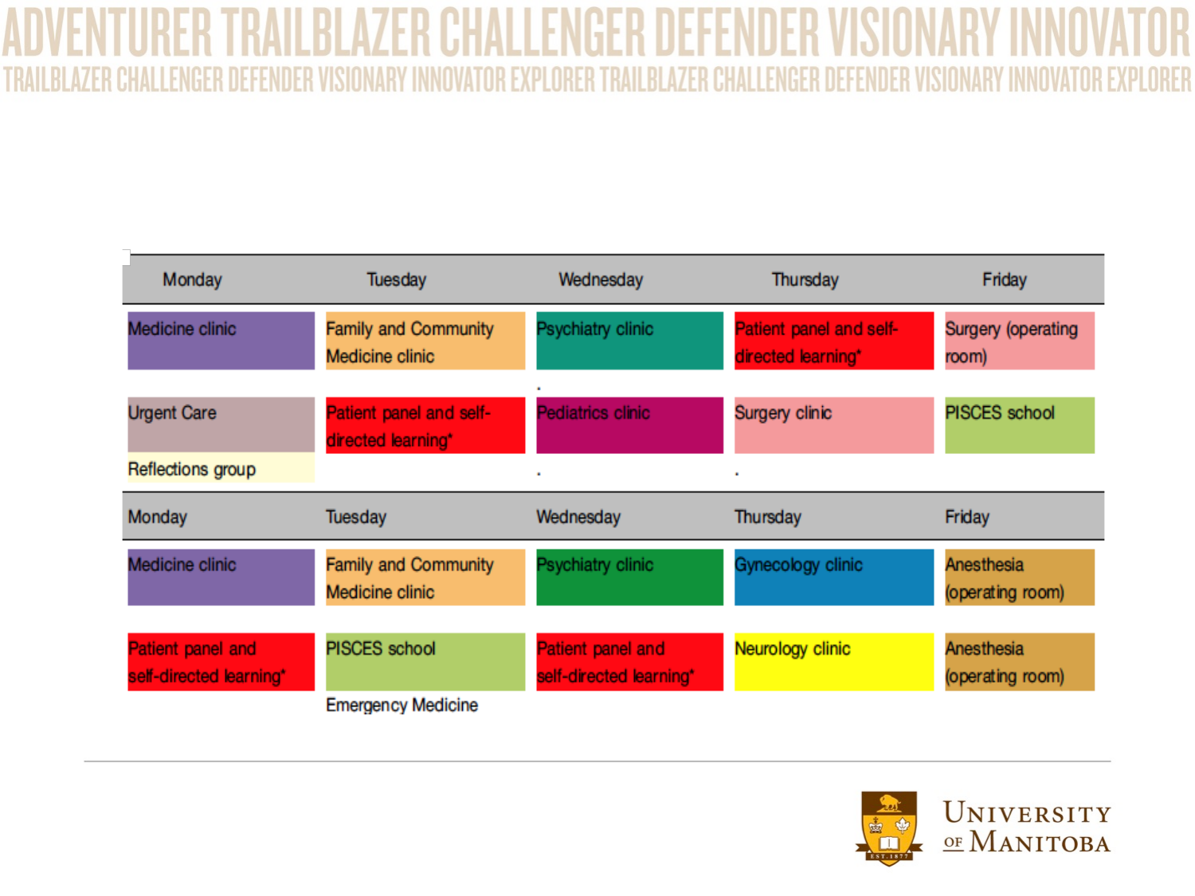ADVENTURER TRAILBLAZER CHALLENGER DEFENDER VISIONARY INNOVATOR
TRAILBLAZER CHALLENGER DEFENDER VISIONARY INNOVATOR EXPLORER TRAILBLAZER CHALLENGER DEFENDER VISIONARY INNOVATOR EXPLORER

| Monday | Tuesday | Wednesday | Thursday | Friday |
|---|---|---|---|---|
| Medicine clinic | Family and Community Medicine clinic | Psychiatry clinic | Patient panel and self-directed learning* | Surgery (operating room) |
| Urgent Care | Patient panel and self-directed learning* | Pediatrics clinic | Surgery clinic | PISCES school |
| Reflections group | | | | |

| Monday | Tuesday | Wednesday | Thursday | Friday |
|---|---|---|---|---|
| Medicine clinic | Family and Community Medicine clinic | Psychiatry clinic | Gynecology clinic | Anesthesia (operating room) |
| Patient panel and self-directed learning* | PISCES school | Patient panel and self-directed learning* | Neurology clinic | Anesthesia (operating room) |
| | Emergency Medicine | | | |

University of Manitoba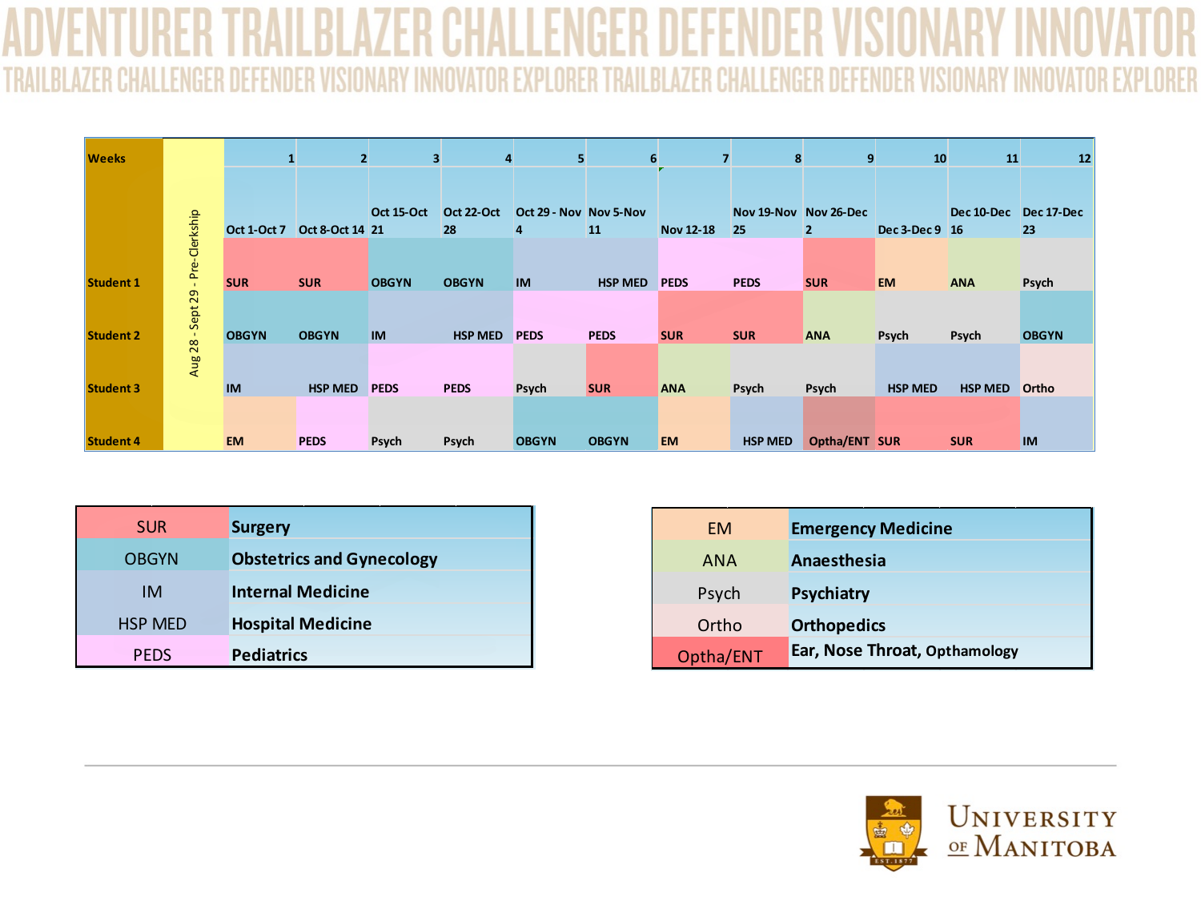ADVENTURER TRAILBLAZER CHALLENGER DEFENDER VISIONARY INNOVATOR

TRAILBLAZER CHALLENGER DEFENDER VISIONARY INNOVATOR EXPLORER TRAILBLAZER CHALLENGER DEFENDER VISIONARY INNOVATOR EXPLORER

| Weeks | Aug 28 - Sept 29 - Pre-Clerkship | 1 | 2 | 3 | 4 | 5 | 6 | 7 | 8 | 9 | 10 | 11 | 12 |
|---|---|---|---|---|---|---|---|---|---|---|---|---|---|
| | | Oct 1-Oct 7 | Oct 8-Oct 14 | Oct 15-Oct 21 | Oct 22-Oct 28 | Oct 29 - Nov 4 | Nov 5-Nov 11 | Nov 12-18 | Nov 19-Nov 25 | Nov 26-Dec 2 | Dec 3-Dec 9 | Dec 10-Dec 16 | Dec 17-Dec 23 |
| Student 1 | | SUR | SUR | OBGYN | OBGYN | IM | HSP MED | PEDS | PEDS | SUR | EM | ANA | Psych |
| Student 2 | | OBGYN | OBGYN | IM | HSP MED | PEDS | PEDS | SUR | SUR | ANA | Psych | Psych | OBGYN |
| Student 3 | | IM | HSP MED | PEDS | PEDS | Psych | SUR | ANA | Psych | Psych | HSP MED | HSP MED | Ortho |
| Student 4 | | EM | PEDS | Psych | Psych | OBGYN | OBGYN | EM | HSP MED | Optha/ENT | SUR | SUR | IM |

| Abbreviation | Rotation |
|---|---|
| SUR | Surgery |
| OBGYN | Obstetrics and Gynecology |
| IM | Internal Medicine |
| HSP MED | Hospital Medicine |
| PEDS | Pediatrics |

| Abbreviation | Rotation |
|---|---|
| EM | Emergency Medicine |
| ANA | Anaesthesia |
| Psych | Psychiatry |
| Ortho | Orthopedics |
| Optha/ENT | Ear, Nose Throat, Opthamology |

University of Manitoba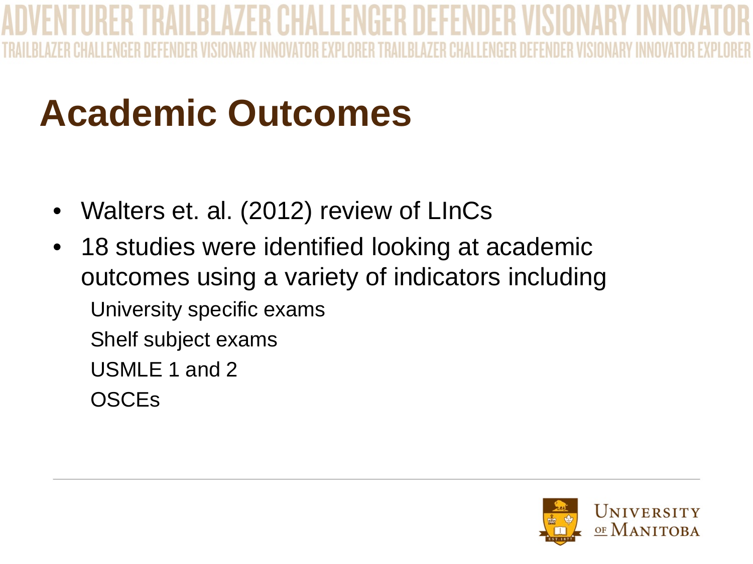# Academic Outcomes

- Walters et. al. (2012) review of LInCs
- 18 studies were identified looking at academic outcomes using a variety of indicators including
  - University specific exams
  - Shelf subject exams
  - USMLE 1 and 2
  - OSCEs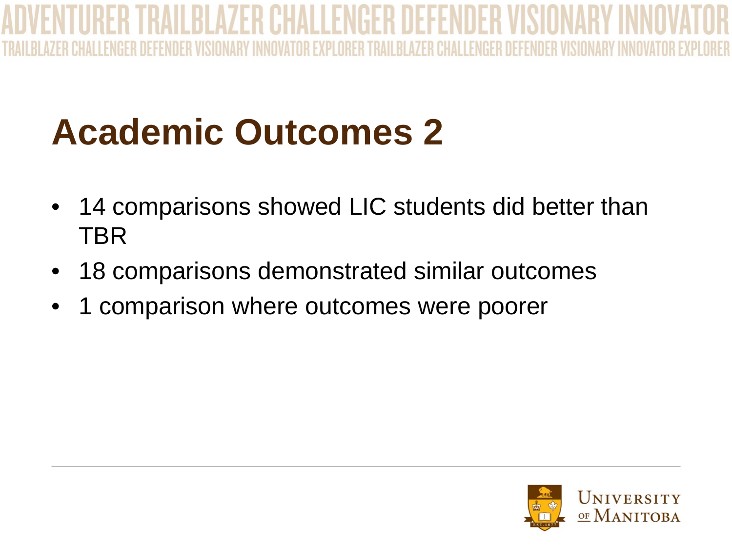# Academic Outcomes 2

- 14 comparisons showed LIC students did better than TBR
- 18 comparisons demonstrated similar outcomes
- 1 comparison where outcomes were poorer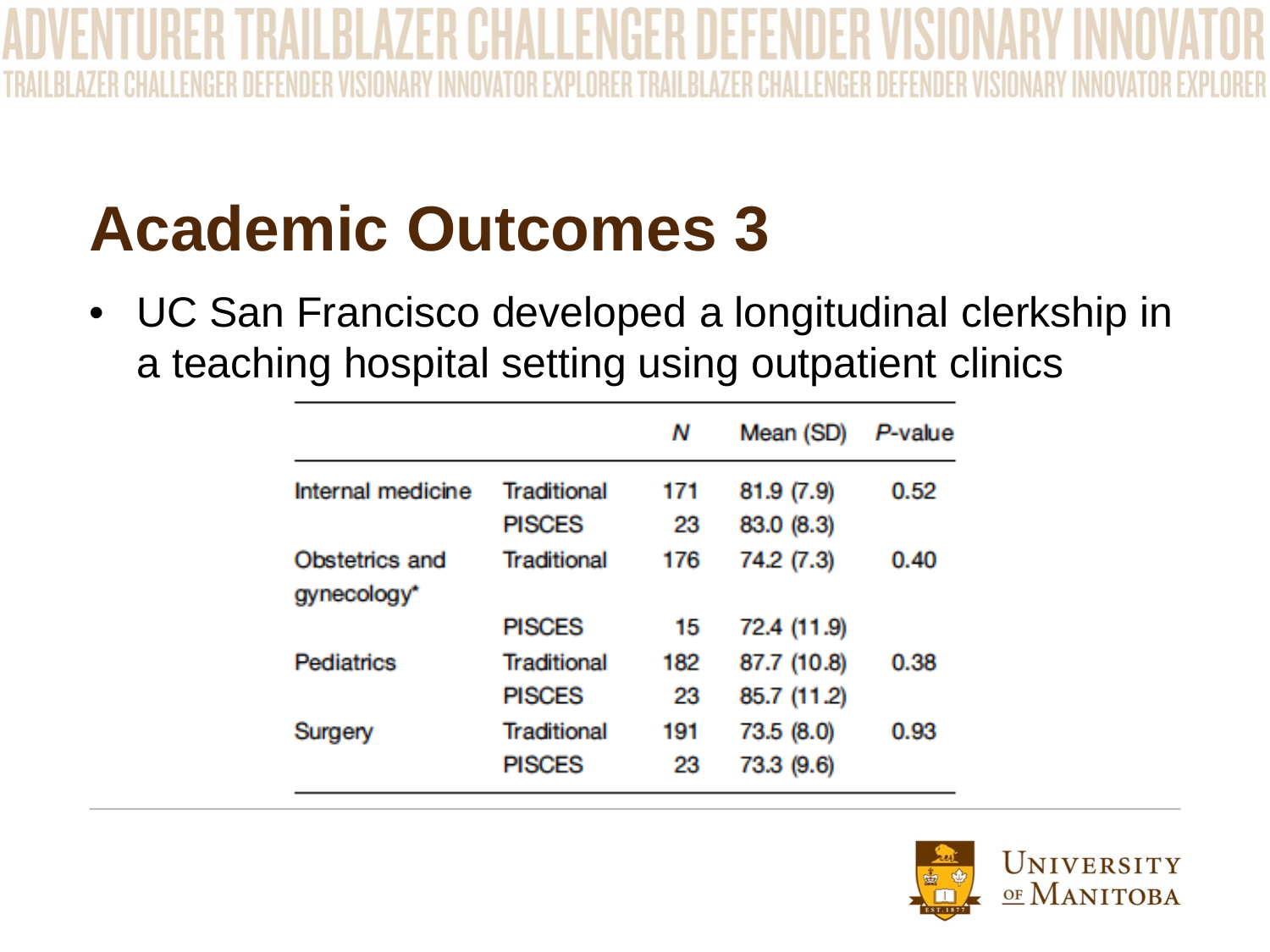# Academic Outcomes 3

- UC San Francisco developed a longitudinal clerkship in a teaching hospital setting using outpatient clinics

| | | *N* | Mean (SD) | *P*-value |
|---|---|---|---|---|
| Internal medicine | Traditional | 171 | 81.9 (7.9) | 0.52 |
| | PISCES | 23 | 83.0 (8.3) | |
| Obstetrics and gynecology* | Traditional | 176 | 74.2 (7.3) | 0.40 |
| | PISCES | 15 | 72.4 (11.9) | |
| Pediatrics | Traditional | 182 | 87.7 (10.8) | 0.38 |
| | PISCES | 23 | 85.7 (11.2) | |
| Surgery | Traditional | 191 | 73.5 (8.0) | 0.93 |
| | PISCES | 23 | 73.3 (9.6) | |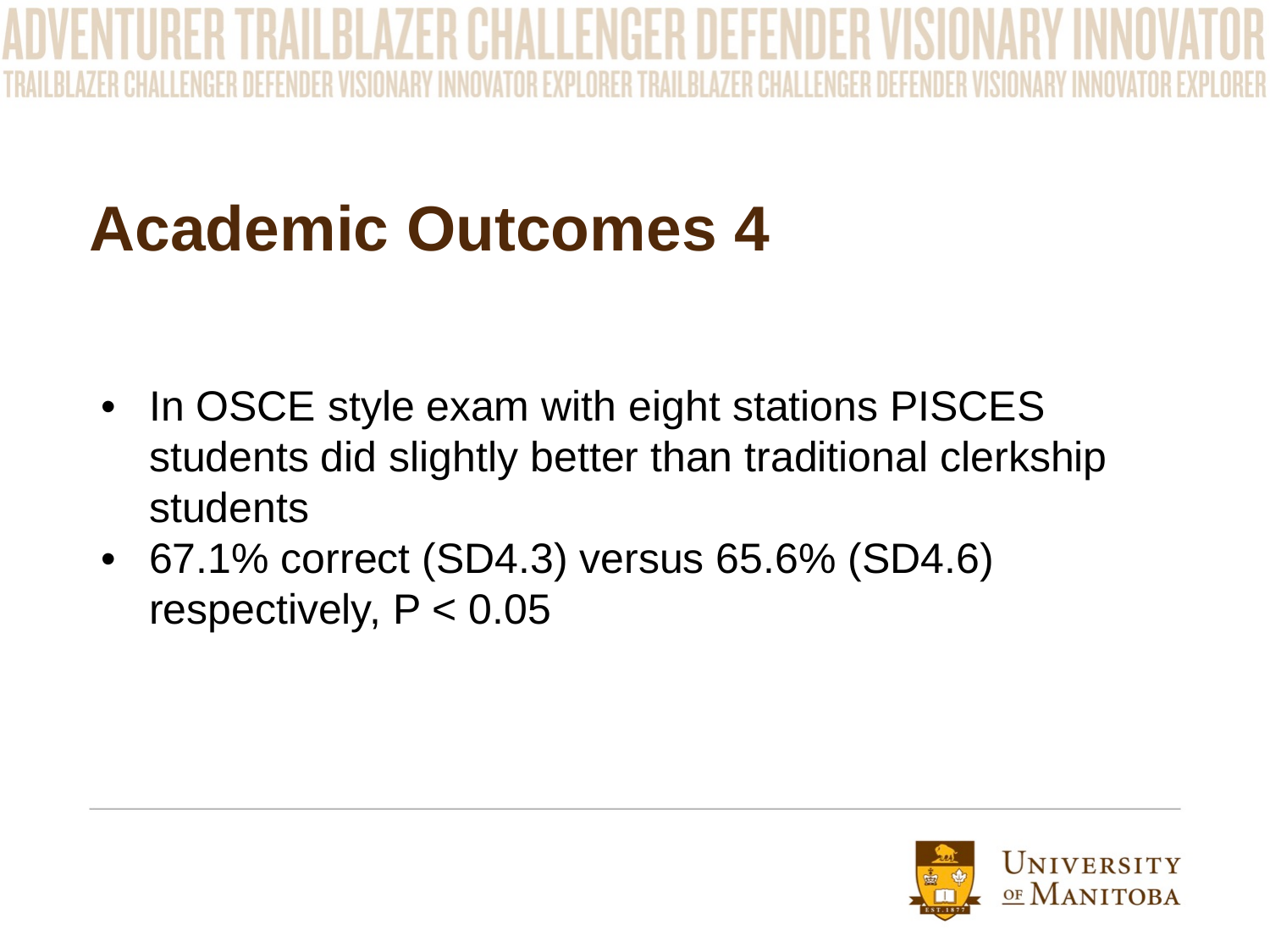# Academic Outcomes 4

- In OSCE style exam with eight stations PISCES students did slightly better than traditional clerkship students
- 67.1% correct (SD4.3) versus 65.6% (SD4.6) respectively, $P < 0.05$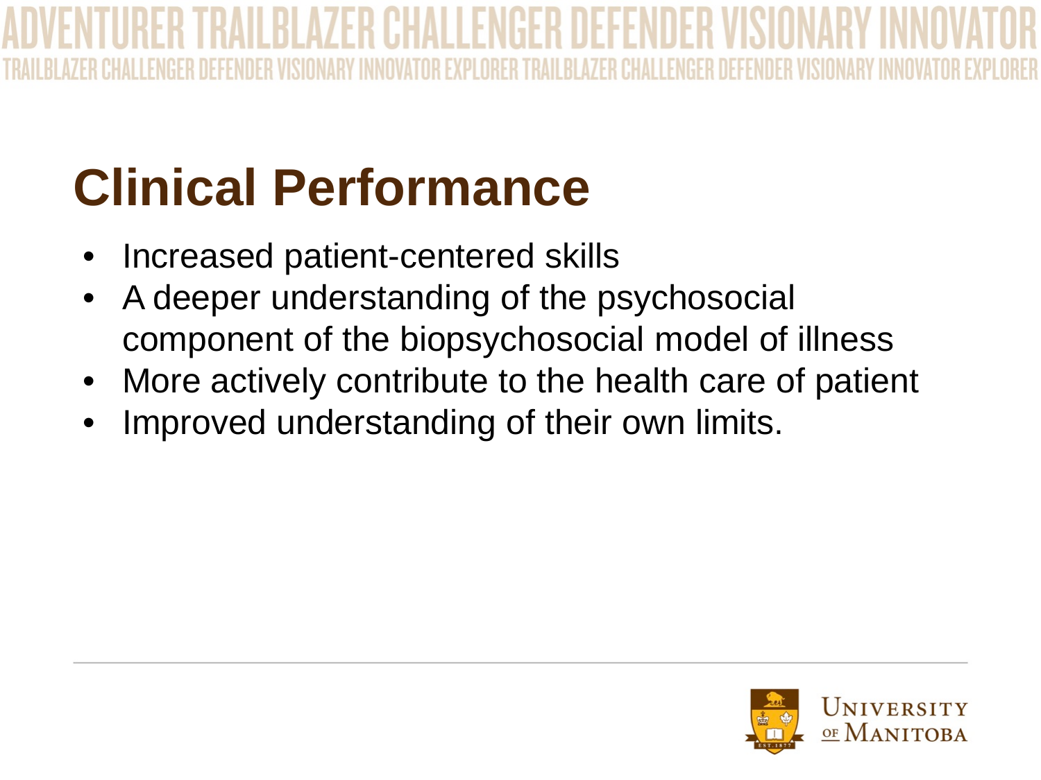# Clinical Performance

- Increased patient-centered skills
- A deeper understanding of the psychosocial component of the biopsychosocial model of illness
- More actively contribute to the health care of patient
- Improved understanding of their own limits.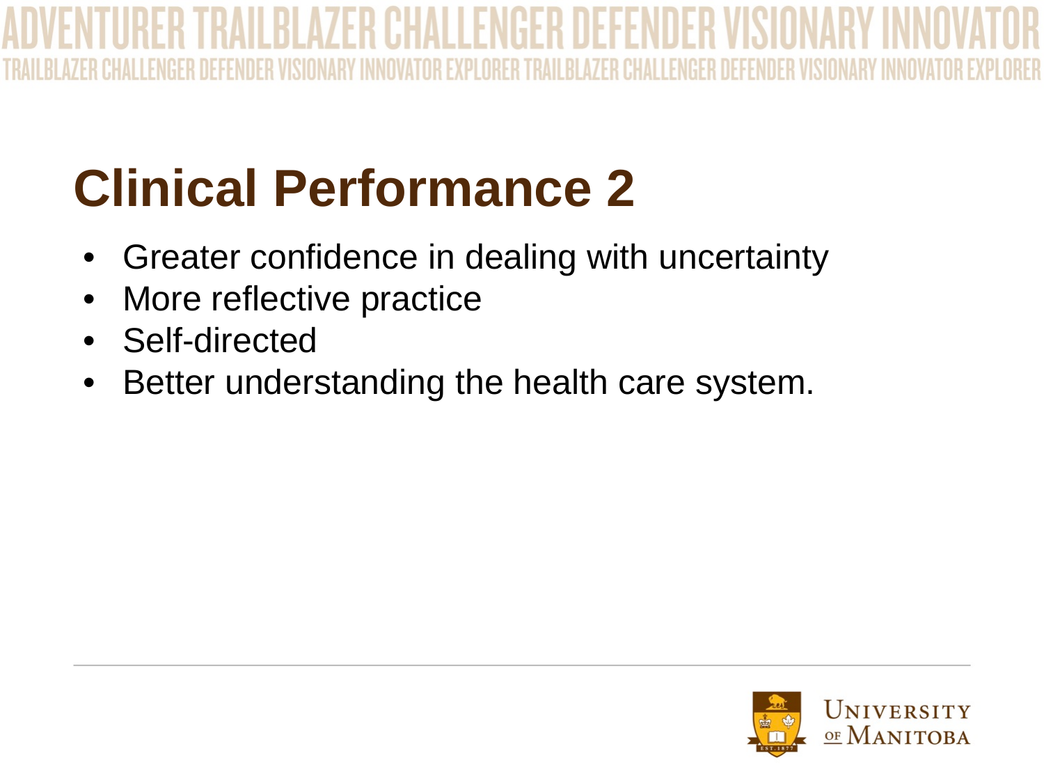# Clinical Performance 2

- Greater confidence in dealing with uncertainty
- More reflective practice
- Self-directed
- Better understanding the health care system.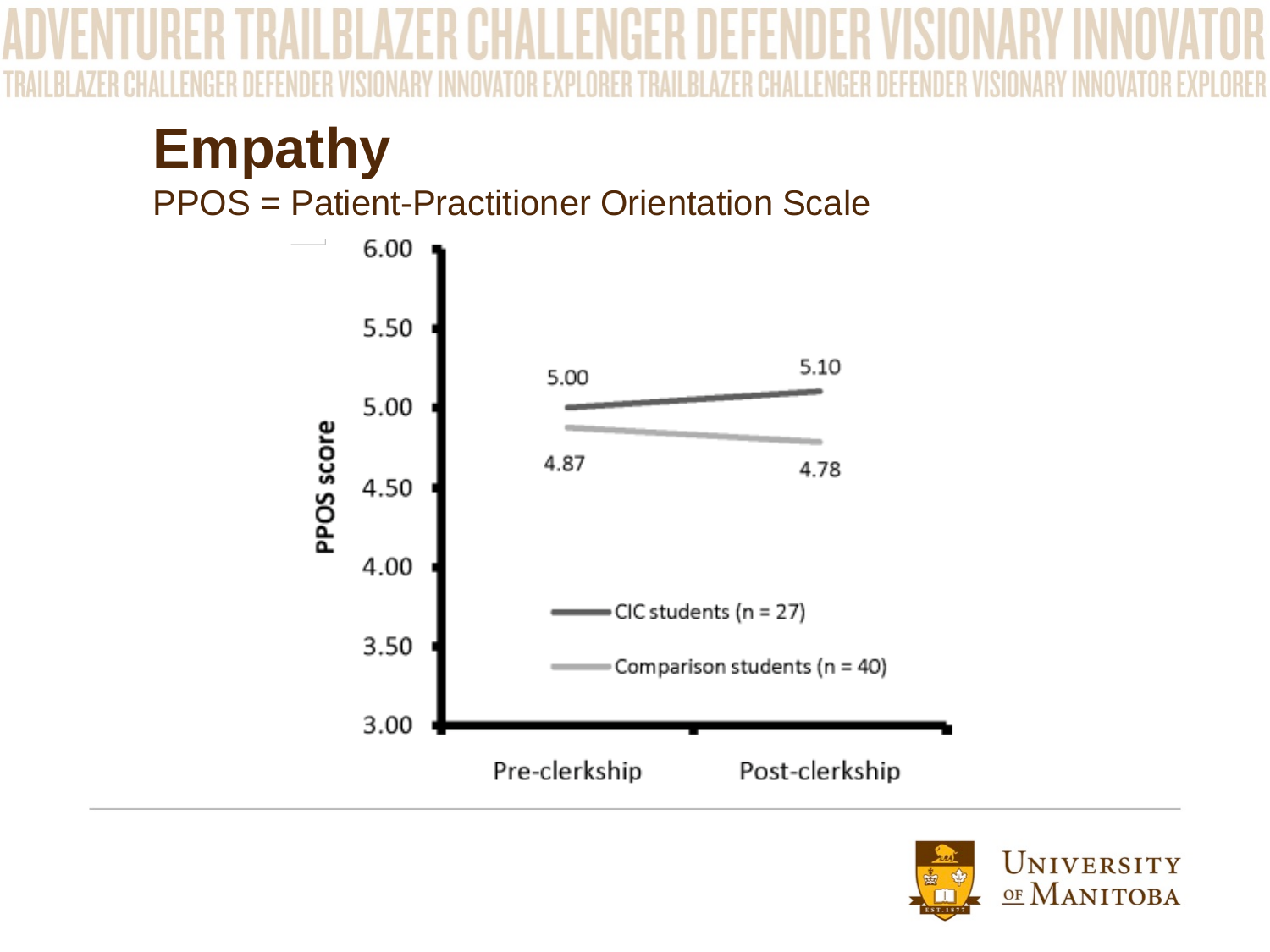# Empathy

PPOS = Patient-Practitioner Orientation Scale

| PPOS score | Pre-clerkship | Post-clerkship |
|---|---|---|
| CIC students (n = 27) | 5.00 | 5.10 |
| Comparison students (n = 40) | 4.87 | 4.78 |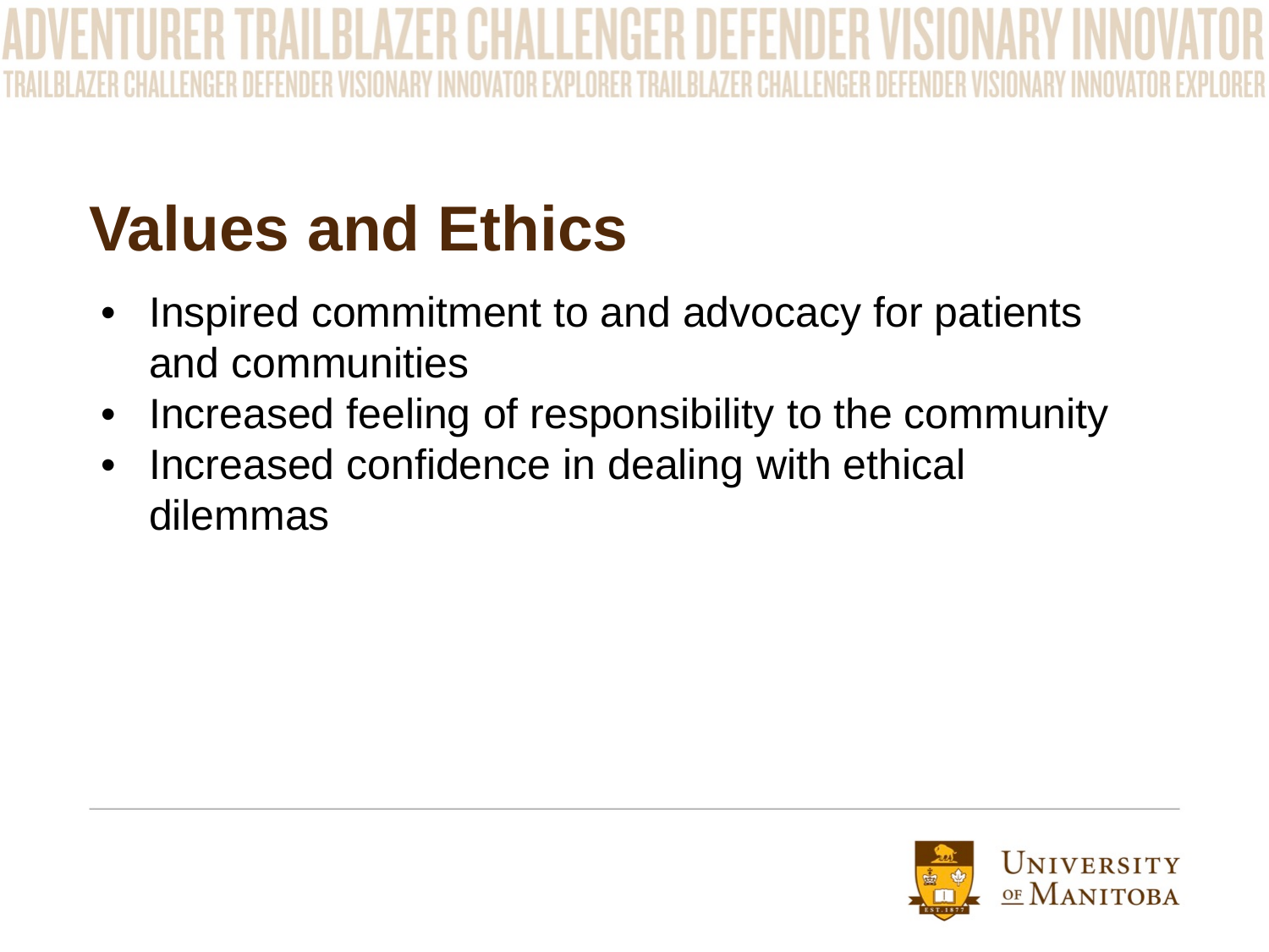# Values and Ethics

- Inspired commitment to and advocacy for patients and communities
- Increased feeling of responsibility to the community
- Increased confidence in dealing with ethical dilemmas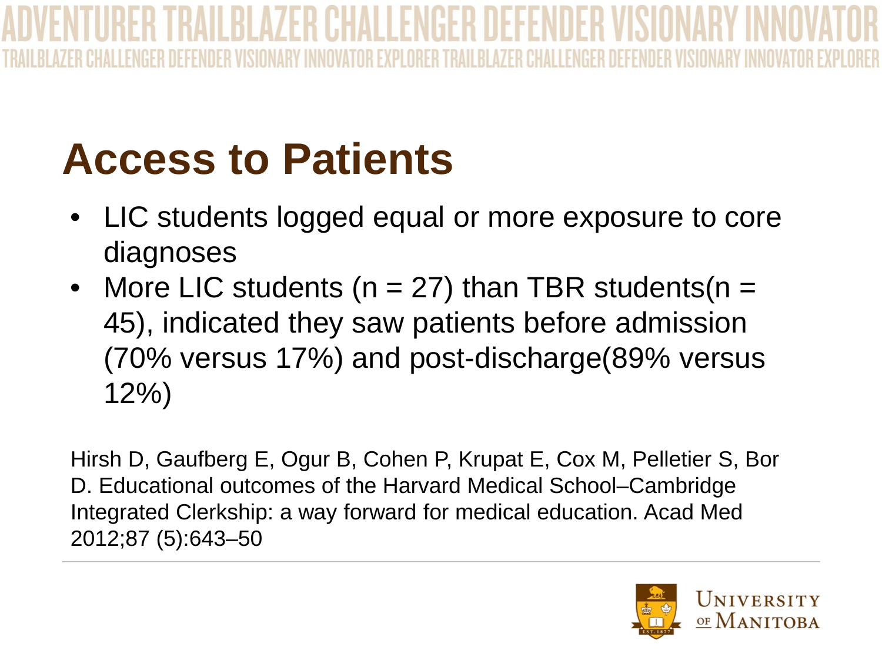# Access to Patients

- LIC students logged equal or more exposure to core diagnoses
- More LIC students (n = 27) than TBR students(n = 45), indicated they saw patients before admission (70% versus 17%) and post-discharge(89% versus 12%)

Hirsh D, Gaufberg E, Ogur B, Cohen P, Krupat E, Cox M, Pelletier S, Bor D. Educational outcomes of the Harvard Medical School–Cambridge Integrated Clerkship: a way forward for medical education. Acad Med 2012;87 (5):643–50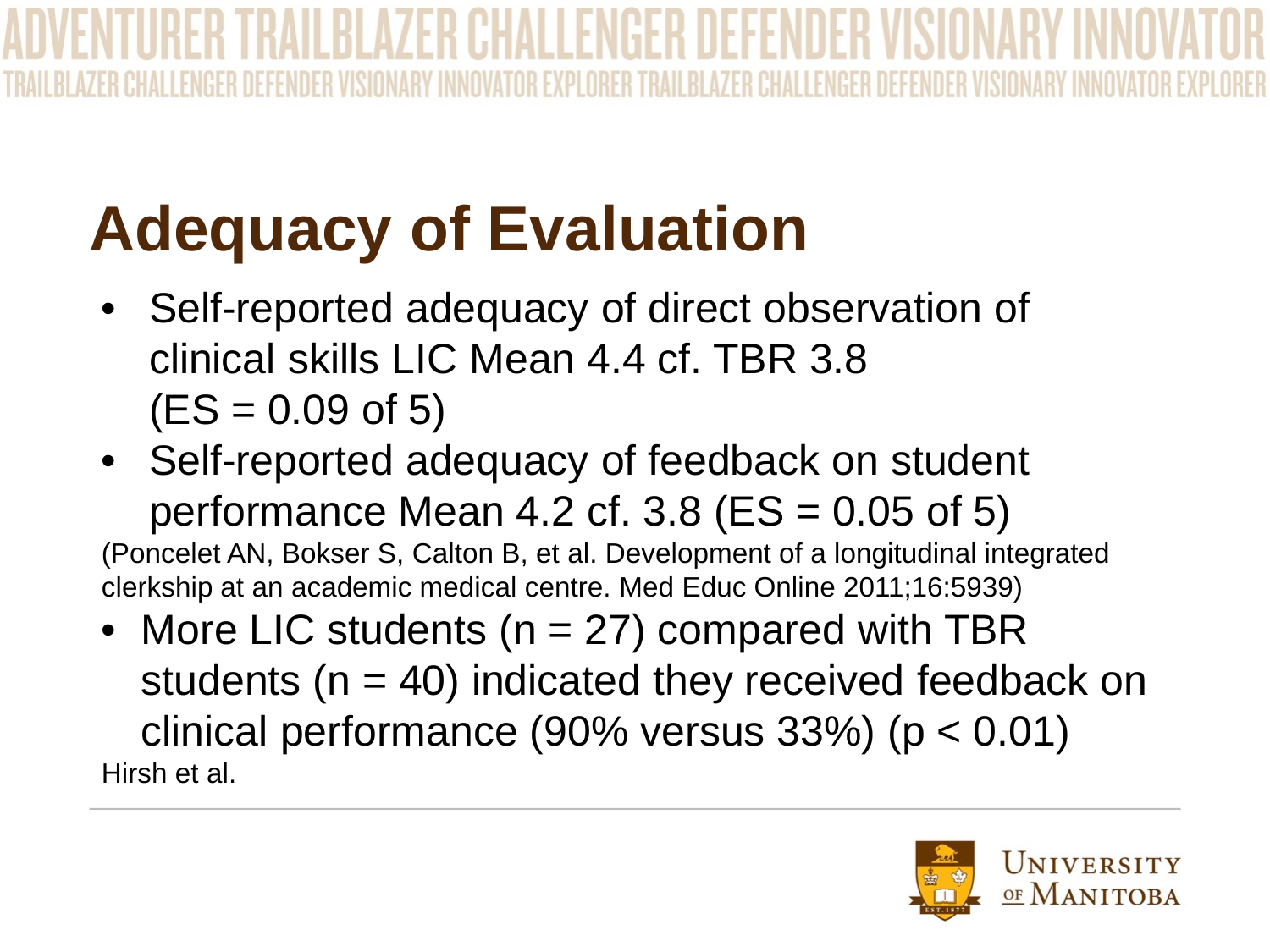# Adequacy of Evaluation

- Self-reported adequacy of direct observation of clinical skills LIC Mean 4.4 cf. TBR 3.8 (ES = 0.09 of 5)
- Self-reported adequacy of feedback on student performance Mean 4.2 cf. 3.8 (ES = 0.05 of 5)

(Poncelet AN, Bokser S, Calton B, et al. Development of a longitudinal integrated clerkship at an academic medical centre. Med Educ Online 2011;16:5939)

- More LIC students (n = 27) compared with TBR students (n = 40) indicated they received feedback on clinical performance (90% versus 33%) ($p < 0.01$)

Hirsh et al.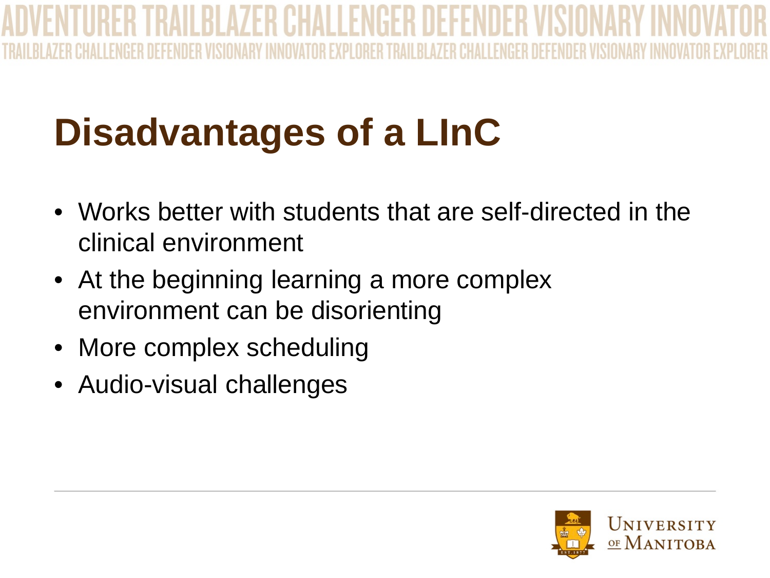# Disadvantages of a LInC

- Works better with students that are self-directed in the clinical environment
- At the beginning learning a more complex environment can be disorienting
- More complex scheduling
- Audio-visual challenges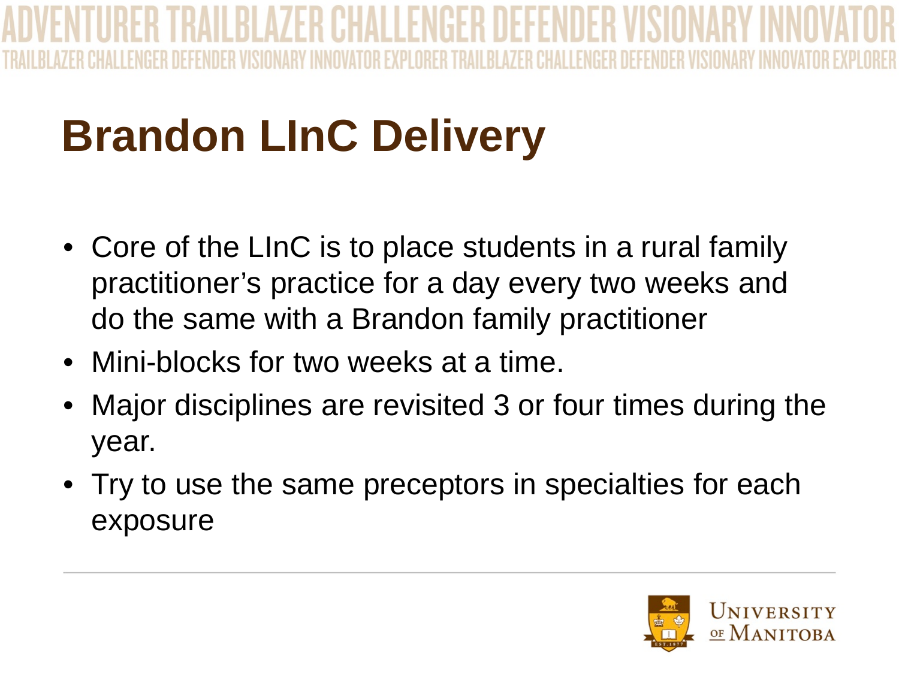# Brandon LInC Delivery

- Core of the LInC is to place students in a rural family practitioner's practice for a day every two weeks and do the same with a Brandon family practitioner
- Mini-blocks for two weeks at a time.
- Major disciplines are revisited 3 or four times during the year.
- Try to use the same preceptors in specialties for each exposure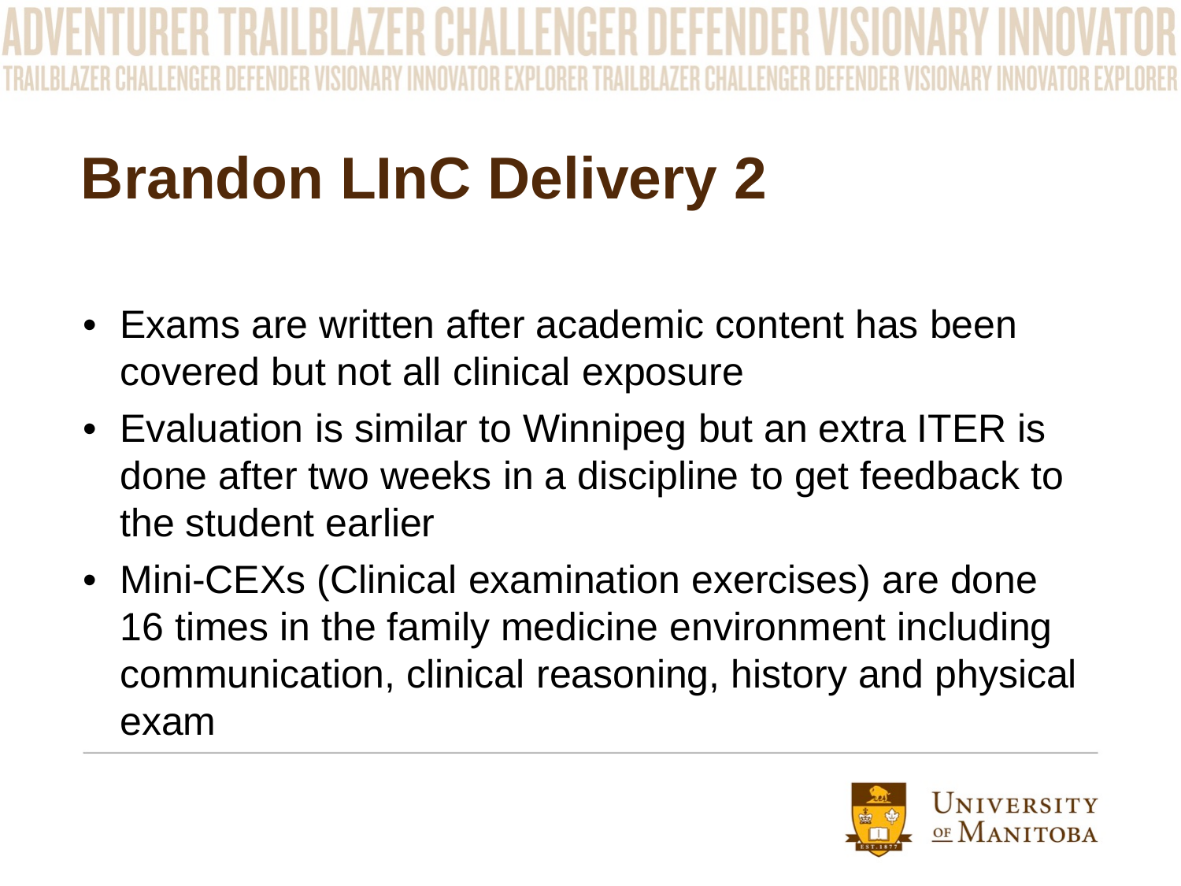# Brandon LInC Delivery 2

- Exams are written after academic content has been covered but not all clinical exposure
- Evaluation is similar to Winnipeg but an extra ITER is done after two weeks in a discipline to get feedback to the student earlier
- Mini-CEXs (Clinical examination exercises) are done 16 times in the family medicine environment including communication, clinical reasoning, history and physical exam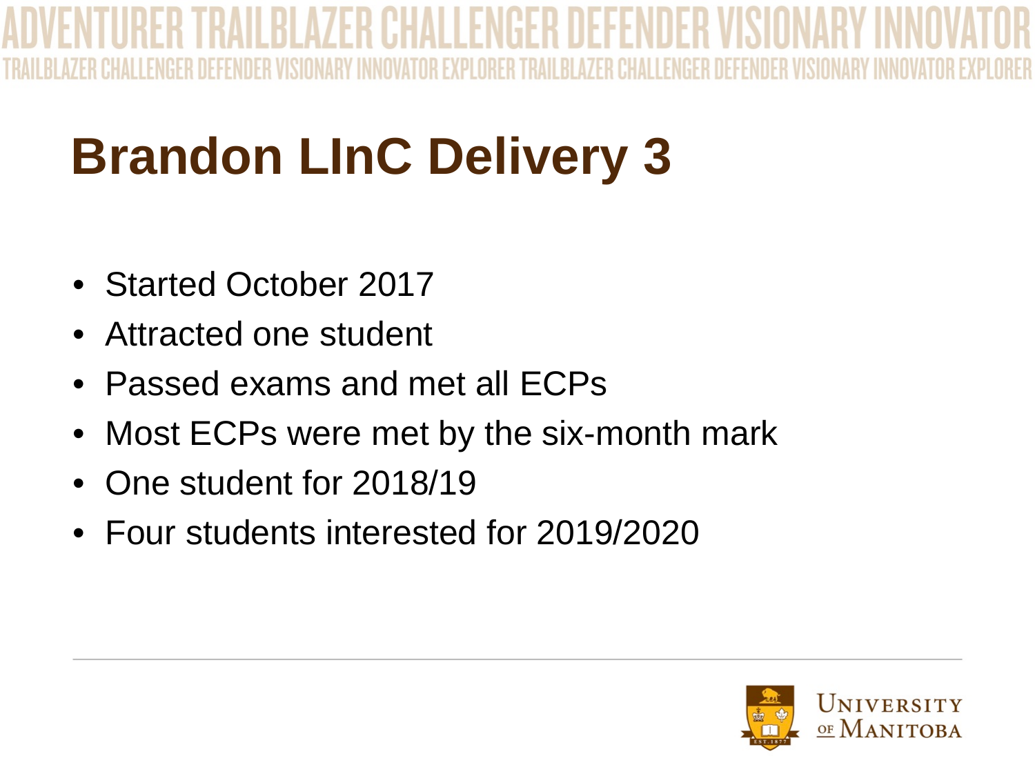# Brandon LInC Delivery 3

- Started October 2017
- Attracted one student
- Passed exams and met all ECPs
- Most ECPs were met by the six-month mark
- One student for 2018/19
- Four students interested for 2019/2020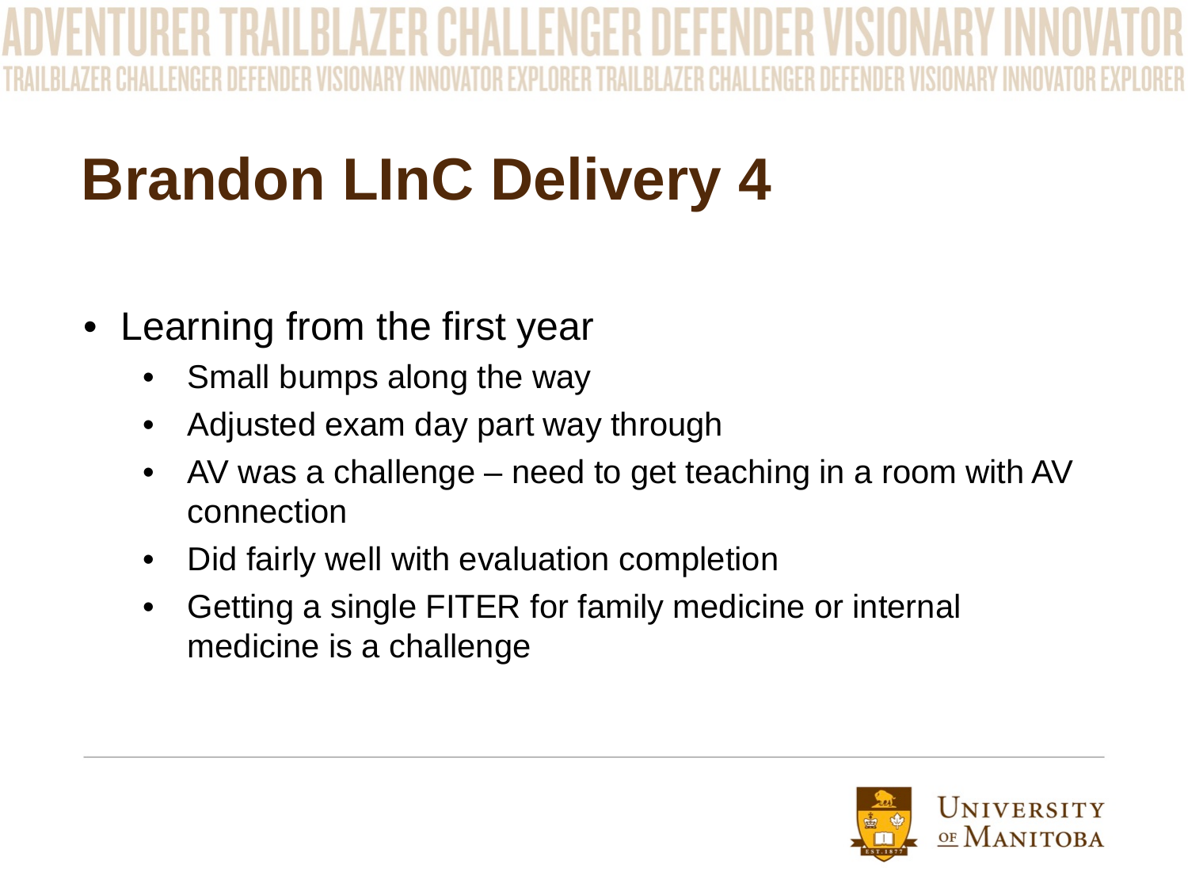# Brandon LInC Delivery 4

- Learning from the first year
  - Small bumps along the way
  - Adjusted exam day part way through
  - AV was a challenge – need to get teaching in a room with AV connection
  - Did fairly well with evaluation completion
  - Getting a single FITER for family medicine or internal medicine is a challenge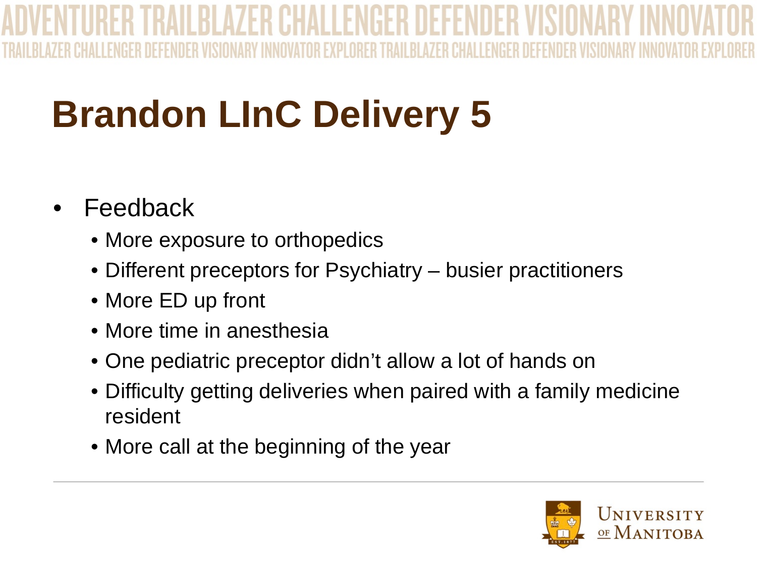# Brandon LInC Delivery 5

- Feedback
  - More exposure to orthopedics
  - Different preceptors for Psychiatry – busier practitioners
  - More ED up front
  - More time in anesthesia
  - One pediatric preceptor didn't allow a lot of hands on
  - Difficulty getting deliveries when paired with a family medicine resident
  - More call at the beginning of the year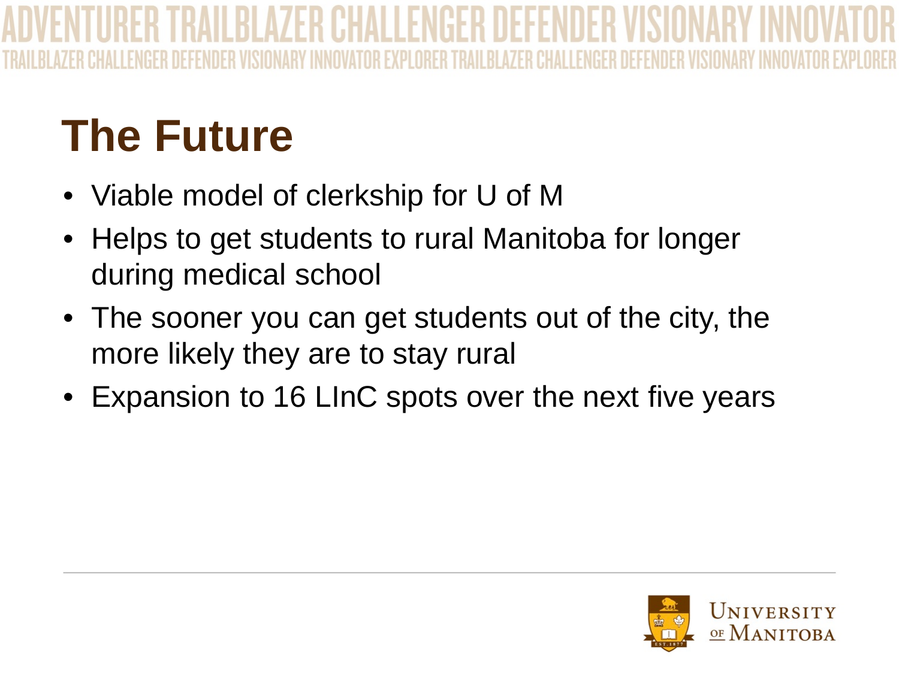# The Future

- Viable model of clerkship for U of M
- Helps to get students to rural Manitoba for longer during medical school
- The sooner you can get students out of the city, the more likely they are to stay rural
- Expansion to 16 LInC spots over the next five years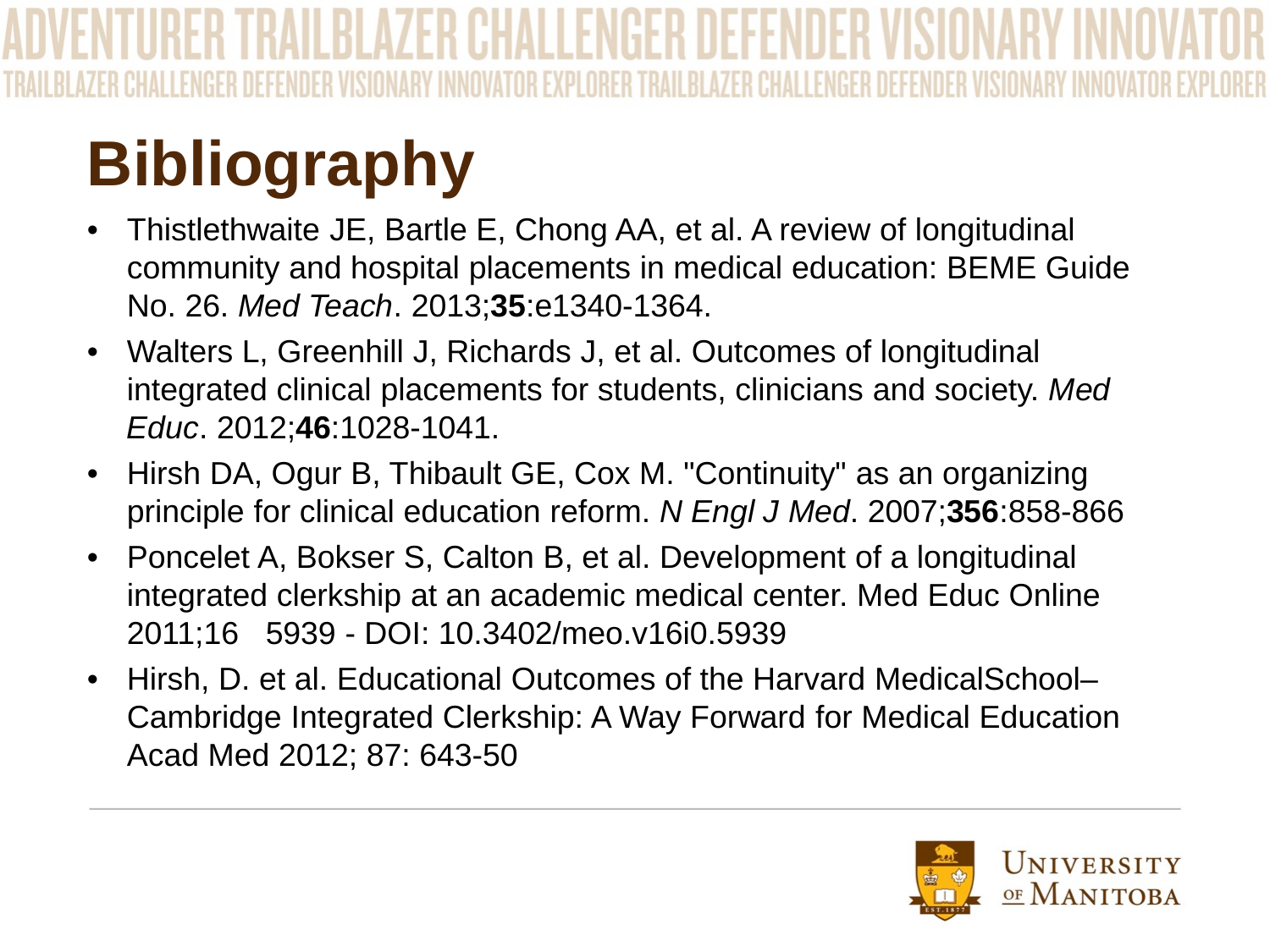# Bibliography

- Thistlethwaite JE, Bartle E, Chong AA, et al. A review of longitudinal community and hospital placements in medical education: BEME Guide No. 26. *Med Teach*. 2013;**35**:e1340-1364.
- Walters L, Greenhill J, Richards J, et al. Outcomes of longitudinal integrated clinical placements for students, clinicians and society. *Med Educ*. 2012;**46**:1028-1041.
- Hirsh DA, Ogur B, Thibault GE, Cox M. "Continuity" as an organizing principle for clinical education reform. *N Engl J Med*. 2007;**356**:858-866
- Poncelet A, Bokser S, Calton B, et al. Development of a longitudinal integrated clerkship at an academic medical center. Med Educ Online 2011;16 5939 - DOI: 10.3402/meo.v16i0.5939
- Hirsh, D. et al. Educational Outcomes of the Harvard MedicalSchool–Cambridge Integrated Clerkship: A Way Forward for Medical Education Acad Med 2012; 87: 643-50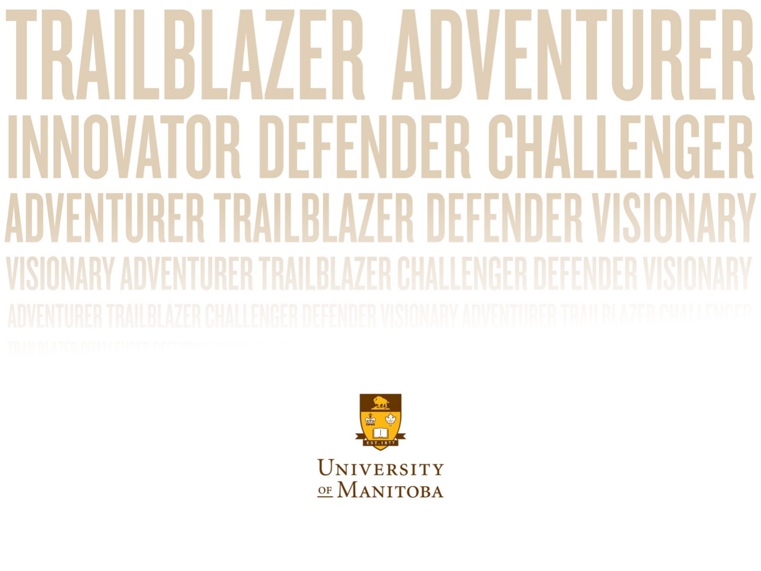TRAILBLAZER ADVENTURER

INNOVATOR DEFENDER CHALLENGER

ADVENTURER TRAILBLAZER DEFENDER VISIONARY

VISIONARY ADVENTURER TRAILBLAZER CHALLENGER DEFENDER VISIONARY

ADVENTURER TRAILBLAZER CHALLENGER DEFENDER VISIONARY ADVENTURER TRAILBLAZER CHALLENGER

EST. 1877

UNIVERSITY OF MANITOBA